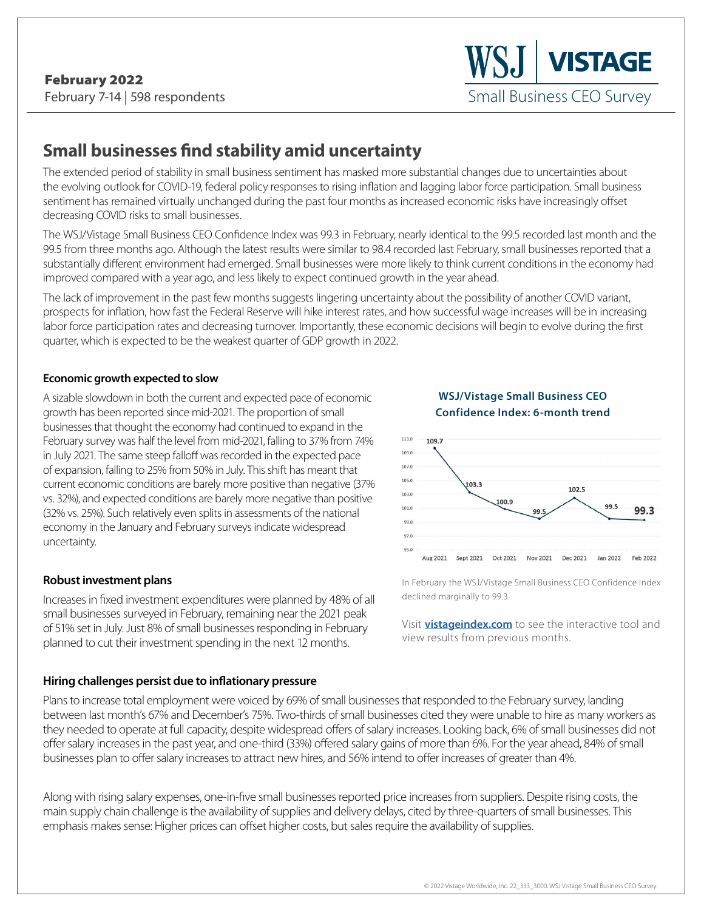February 2022

February 7-14 | 598 respondents

WSJ | VISTAGE

Small Business CEO Survey

# Small businesses find stability amid uncertainty

The extended period of stability in small business sentiment has masked more substantial changes due to uncertainties about the evolving outlook for COVID-19, federal policy responses to rising inflation and lagging labor force participation. Small business sentiment has remained virtually unchanged during the past four months as increased economic risks have increasingly offset decreasing COVID risks to small businesses.

The WSJ/Vistage Small Business CEO Confidence Index was 99.3 in February, nearly identical to the 99.5 recorded last month and the 99.5 from three months ago. Although the latest results were similar to 98.4 recorded last February, small businesses reported that a substantially different environment had emerged. Small businesses were more likely to think current conditions in the economy had improved compared with a year ago, and less likely to expect continued growth in the year ahead.

The lack of improvement in the past few months suggests lingering uncertainty about the possibility of another COVID variant, prospects for inflation, how fast the Federal Reserve will hike interest rates, and how successful wage increases will be in increasing labor force participation rates and decreasing turnover. Importantly, these economic decisions will begin to evolve during the first quarter, which is expected to be the weakest quarter of GDP growth in 2022.

### Economic growth expected to slow

A sizable slowdown in both the current and expected pace of economic growth has been reported since mid-2021. The proportion of small businesses that thought the economy had continued to expand in the February survey was half the level from mid-2021, falling to 37% from 74% in July 2021. The same steep falloff was recorded in the expected pace of expansion, falling to 25% from 50% in July. This shift has meant that current economic conditions are barely more positive than negative (37% vs. 32%), and expected conditions are barely more negative than positive (32% vs. 25%). Such relatively even splits in assessments of the national economy in the January and February surveys indicate widespread uncertainty.

**WSJ/Vistage Small Business CEO Confidence Index: 6-month trend**

| Aug 2021 | Sept 2021 | Oct 2021 | Nov 2021 | Dec 2021 | Jan 2022 | Feb 2022 |
|---|---|---|---|---|---|---|
| 109.7 | 103.3 | 100.9 | 99.5 | 102.5 | 99.5 | 99.3 |

In February the WSJ/Vistage Small Business CEO Confidence Index declined marginally to 99.3.

Visit **vistageindex.com** to see the interactive tool and view results from previous months.

### Robust investment plans

Increases in fixed investment expenditures were planned by 48% of all small businesses surveyed in February, remaining near the 2021 peak of 51% set in July. Just 8% of small businesses responding in February planned to cut their investment spending in the next 12 months.

### Hiring challenges persist due to inflationary pressure

Plans to increase total employment were voiced by 69% of small businesses that responded to the February survey, landing between last month's 67% and December's 75%. Two-thirds of small businesses cited they were unable to hire as many workers as they needed to operate at full capacity, despite widespread offers of salary increases. Looking back, 6% of small businesses did not offer salary increases in the past year, and one-third (33%) offered salary gains of more than 6%. For the year ahead, 84% of small businesses plan to offer salary increases to attract new hires, and 56% intend to offer increases of greater than 4%.

Along with rising salary expenses, one-in-five small businesses reported price increases from suppliers. Despite rising costs, the main supply chain challenge is the availability of supplies and delivery delays, cited by three-quarters of small businesses. This emphasis makes sense: Higher prices can offset higher costs, but sales require the availability of supplies.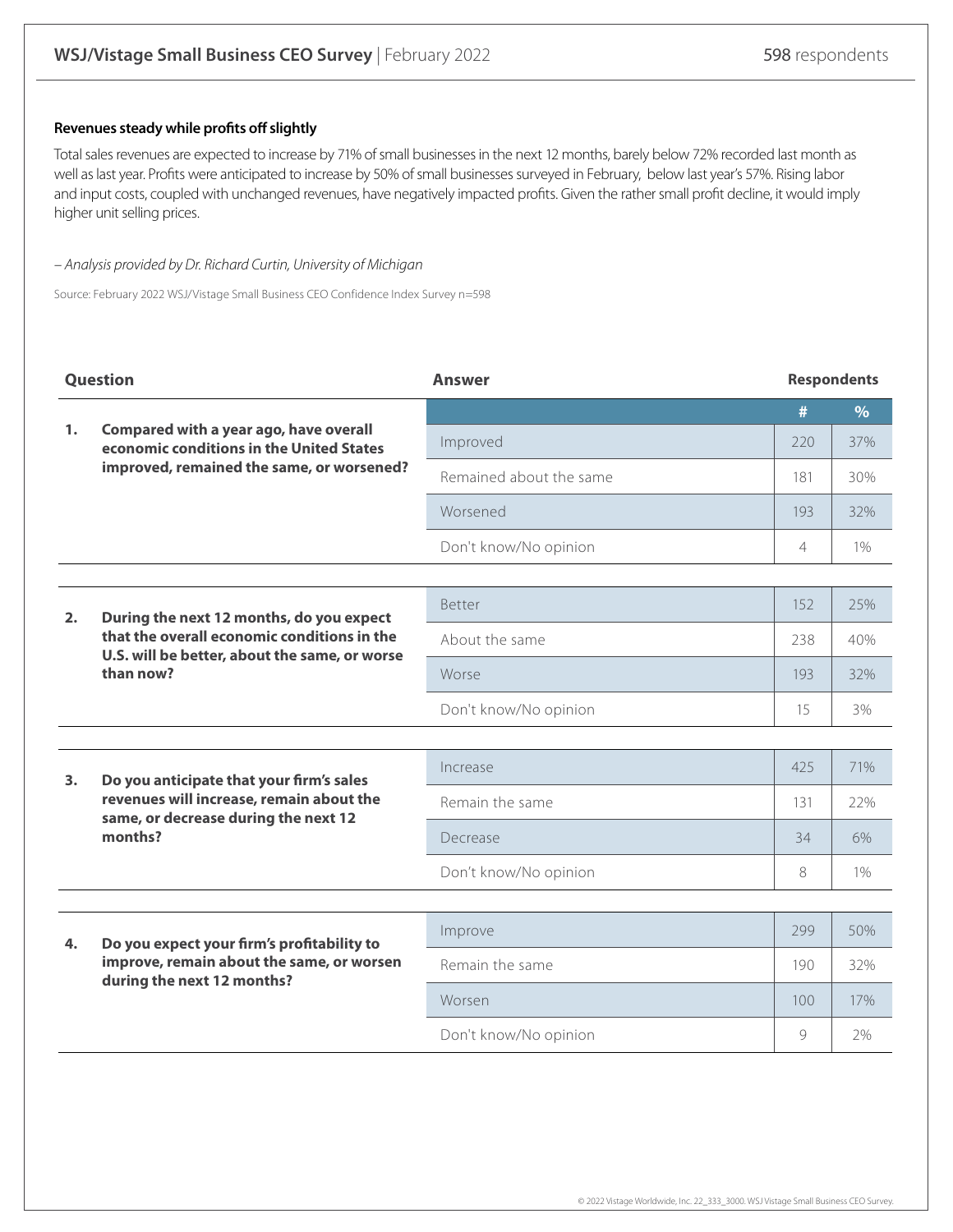## WSJ/Vistage Small Business CEO Survey | February 2022

598 respondents

### Revenues steady while profits off slightly

Total sales revenues are expected to increase by 71% of small businesses in the next 12 months, barely below 72% recorded last month as well as last year. Profits were anticipated to increase by 50% of small businesses surveyed in February, below last year's 57%. Rising labor and input costs, coupled with unchanged revenues, have negatively impacted profits. Given the rather small profit decline, it would imply higher unit selling prices.

*– Analysis provided by Dr. Richard Curtin, University of Michigan*

Source: February 2022 WSJ/Vistage Small Business CEO Confidence Index Survey n=598

| Question | Answer | Respondents # | Respondents % |
|---|---|---|---|
| **1. Compared with a year ago, have overall economic conditions in the United States improved, remained the same, or worsened?** | Improved | 220 | 37% |
| | Remained about the same | 181 | 30% |
| | Worsened | 193 | 32% |
| | Don't know/No opinion | 4 | 1% |
| **2. During the next 12 months, do you expect that the overall economic conditions in the U.S. will be better, about the same, or worse than now?** | Better | 152 | 25% |
| | About the same | 238 | 40% |
| | Worse | 193 | 32% |
| | Don't know/No opinion | 15 | 3% |
| **3. Do you anticipate that your firm's sales revenues will increase, remain about the same, or decrease during the next 12 months?** | Increase | 425 | 71% |
| | Remain the same | 131 | 22% |
| | Decrease | 34 | 6% |
| | Don't know/No opinion | 8 | 1% |
| **4. Do you expect your firm's profitability to improve, remain about the same, or worsen during the next 12 months?** | Improve | 299 | 50% |
| | Remain the same | 190 | 32% |
| | Worsen | 100 | 17% |
| | Don't know/No opinion | 9 | 2% |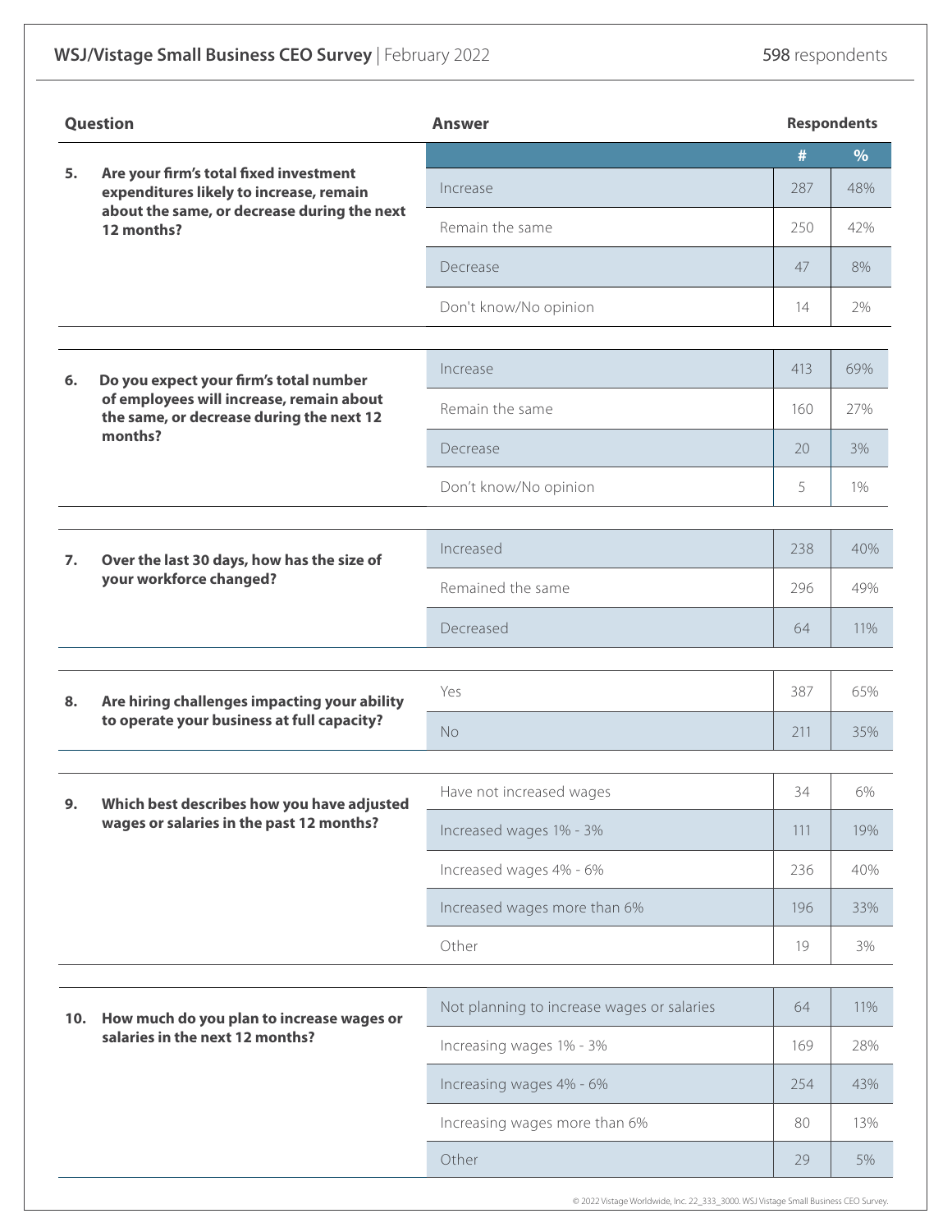## WSJ/Vistage Small Business CEO Survey | February 2022

598 respondents

| Question | Answer | # | % |
|---|---|---|---|
| **5. Are your firm's total fixed investment expenditures likely to increase, remain about the same, or decrease during the next 12 months?** | Increase | 287 | 48% |
| | Remain the same | 250 | 42% |
| | Decrease | 47 | 8% |
| | Don't know/No opinion | 14 | 2% |
| **6. Do you expect your firm's total number of employees will increase, remain about the same, or decrease during the next 12 months?** | Increase | 413 | 69% |
| | Remain the same | 160 | 27% |
| | Decrease | 20 | 3% |
| | Don't know/No opinion | 5 | 1% |
| **7. Over the last 30 days, how has the size of your workforce changed?** | Increased | 238 | 40% |
| | Remained the same | 296 | 49% |
| | Decreased | 64 | 11% |
| **8. Are hiring challenges impacting your ability to operate your business at full capacity?** | Yes | 387 | 65% |
| | No | 211 | 35% |
| **9. Which best describes how you have adjusted wages or salaries in the past 12 months?** | Have not increased wages | 34 | 6% |
| | Increased wages 1% - 3% | 111 | 19% |
| | Increased wages 4% - 6% | 236 | 40% |
| | Increased wages more than 6% | 196 | 33% |
| | Other | 19 | 3% |
| **10. How much do you plan to increase wages or salaries in the next 12 months?** | Not planning to increase wages or salaries | 64 | 11% |
| | Increasing wages 1% - 3% | 169 | 28% |
| | Increasing wages 4% - 6% | 254 | 43% |
| | Increasing wages more than 6% | 80 | 13% |
| | Other | 29 | 5% |

© 2022 Vistage Worldwide, Inc. 22_333_3000. WSJ Vistage Small Business CEO Survey.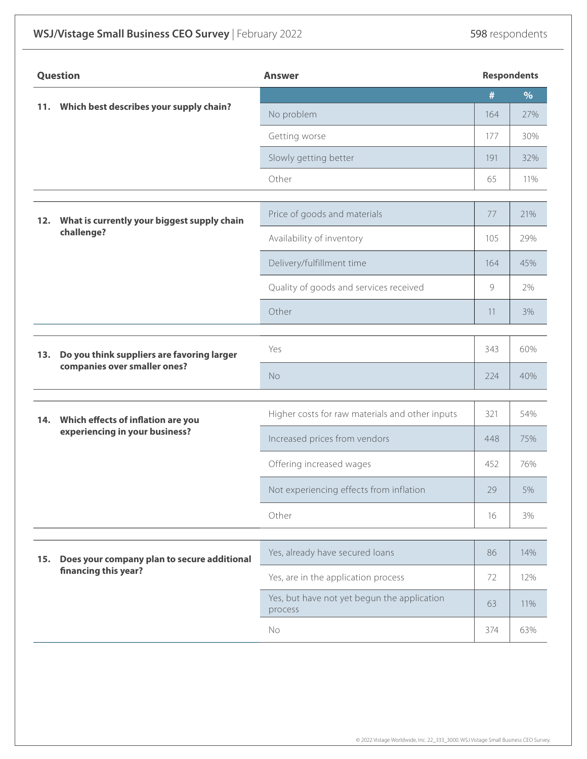## WSJ/Vistage Small Business CEO Survey | February 2022

598 respondents

| Question | Answer | # | % |
|---|---|---|---|
| 11. Which best describes your supply chain? | No problem | 164 | 27% |
| | Getting worse | 177 | 30% |
| | Slowly getting better | 191 | 32% |
| | Other | 65 | 11% |
| 12. What is currently your biggest supply chain challenge? | Price of goods and materials | 77 | 21% |
| | Availability of inventory | 105 | 29% |
| | Delivery/fulfillment time | 164 | 45% |
| | Quality of goods and services received | 9 | 2% |
| | Other | 11 | 3% |
| 13. Do you think suppliers are favoring larger companies over smaller ones? | Yes | 343 | 60% |
| | No | 224 | 40% |
| 14. Which effects of inflation are you experiencing in your business? | Higher costs for raw materials and other inputs | 321 | 54% |
| | Increased prices from vendors | 448 | 75% |
| | Offering increased wages | 452 | 76% |
| | Not experiencing effects from inflation | 29 | 5% |
| | Other | 16 | 3% |
| 15. Does your company plan to secure additional financing this year? | Yes, already have secured loans | 86 | 14% |
| | Yes, are in the application process | 72 | 12% |
| | Yes, but have not yet begun the application process | 63 | 11% |
| | No | 374 | 63% |

© 2022 Vistage Worldwide, Inc. 22_333_3000. WSJ Vistage Small Business CEO Survey.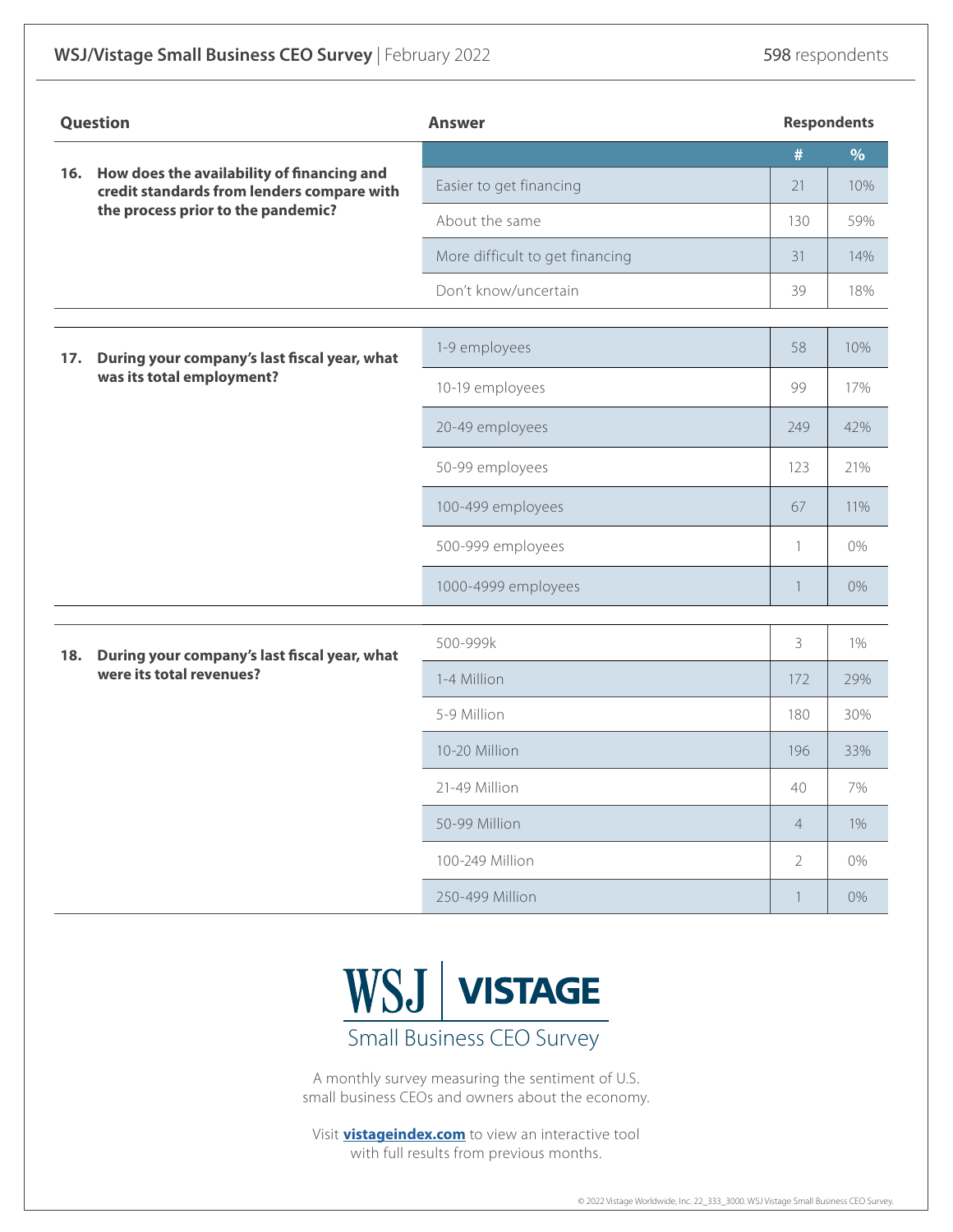WSJ/Vistage Small Business CEO Survey | February 2022

598 respondents

| Question | Answer | # | % |
|---|---|---|---|
| **16. How does the availability of financing and credit standards from lenders compare with the process prior to the pandemic?** | Easier to get financing | 21 | 10% |
| | About the same | 130 | 59% |
| | More difficult to get financing | 31 | 14% |
| | Don't know/uncertain | 39 | 18% |
| **17. During your company's last fiscal year, what was its total employment?** | 1-9 employees | 58 | 10% |
| | 10-19 employees | 99 | 17% |
| | 20-49 employees | 249 | 42% |
| | 50-99 employees | 123 | 21% |
| | 100-499 employees | 67 | 11% |
| | 500-999 employees | 1 | 0% |
| | 1000-4999 employees | 1 | 0% |
| **18. During your company's last fiscal year, what were its total revenues?** | 500-999k | 3 | 1% |
| | 1-4 Million | 172 | 29% |
| | 5-9 Million | 180 | 30% |
| | 10-20 Million | 196 | 33% |
| | 21-49 Million | 40 | 7% |
| | 50-99 Million | 4 | 1% |
| | 100-249 Million | 2 | 0% |
| | 250-499 Million | 1 | 0% |

WSJ | VISTAGE

Small Business CEO Survey

A monthly survey measuring the sentiment of U.S. small business CEOs and owners about the economy.

Visit **vistageindex.com** to view an interactive tool with full results from previous months.

© 2022 Vistage Worldwide, Inc. 22_333_3000. WSJ Vistage Small Business CEO Survey.